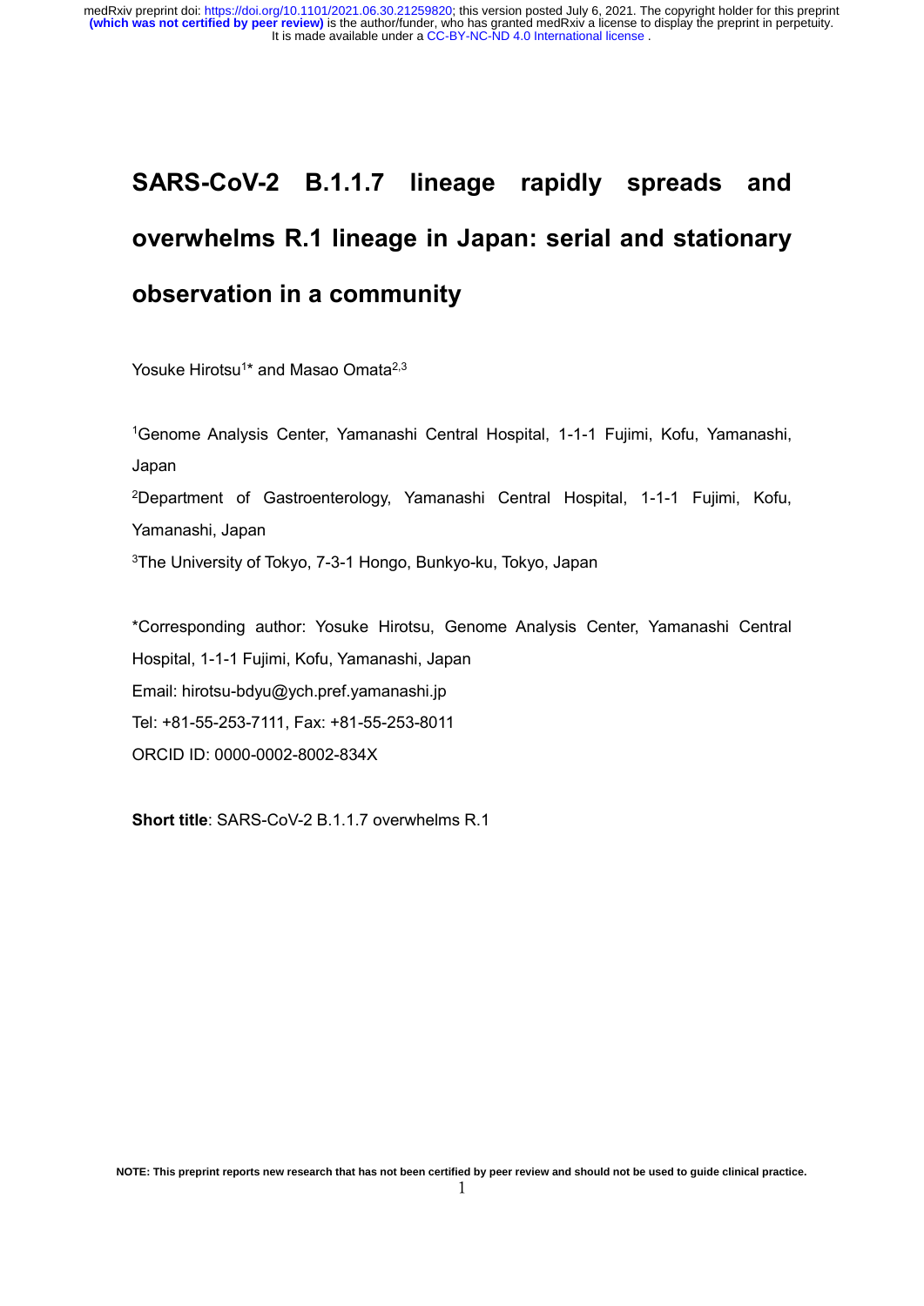# SARS-CoV-2 B.1.1.7 lineage rapidly spreads and overwhelms R.1 lineage in Japan: serial and stationary observation in a community

Yosuke Hirotsu[1]* and Masao Omata[2,3]

[1]Genome Analysis Center, Yamanashi Central Hospital, 1-1-1 Fujimi, Kofu, Yamanashi, Japan

[2]Department of Gastroenterology, Yamanashi Central Hospital, 1-1-1 Fujimi, Kofu, Yamanashi, Japan

[3]The University of Tokyo, 7-3-1 Hongo, Bunkyo-ku, Tokyo, Japan

*Corresponding author: Yosuke Hirotsu, Genome Analysis Center, Yamanashi Central Hospital, 1-1-1 Fujimi, Kofu, Yamanashi, Japan

Email: hirotsu-bdyu@ych.pref.yamanashi.jp

Tel: +81-55-253-7111, Fax: +81-55-253-8011

ORCID ID: 0000-0002-8002-834X

**Short title**: SARS-CoV-2 B.1.1.7 overwhelms R.1

NOTE: This preprint reports new research that has not been certified by peer review and should not be used to guide clinical practice.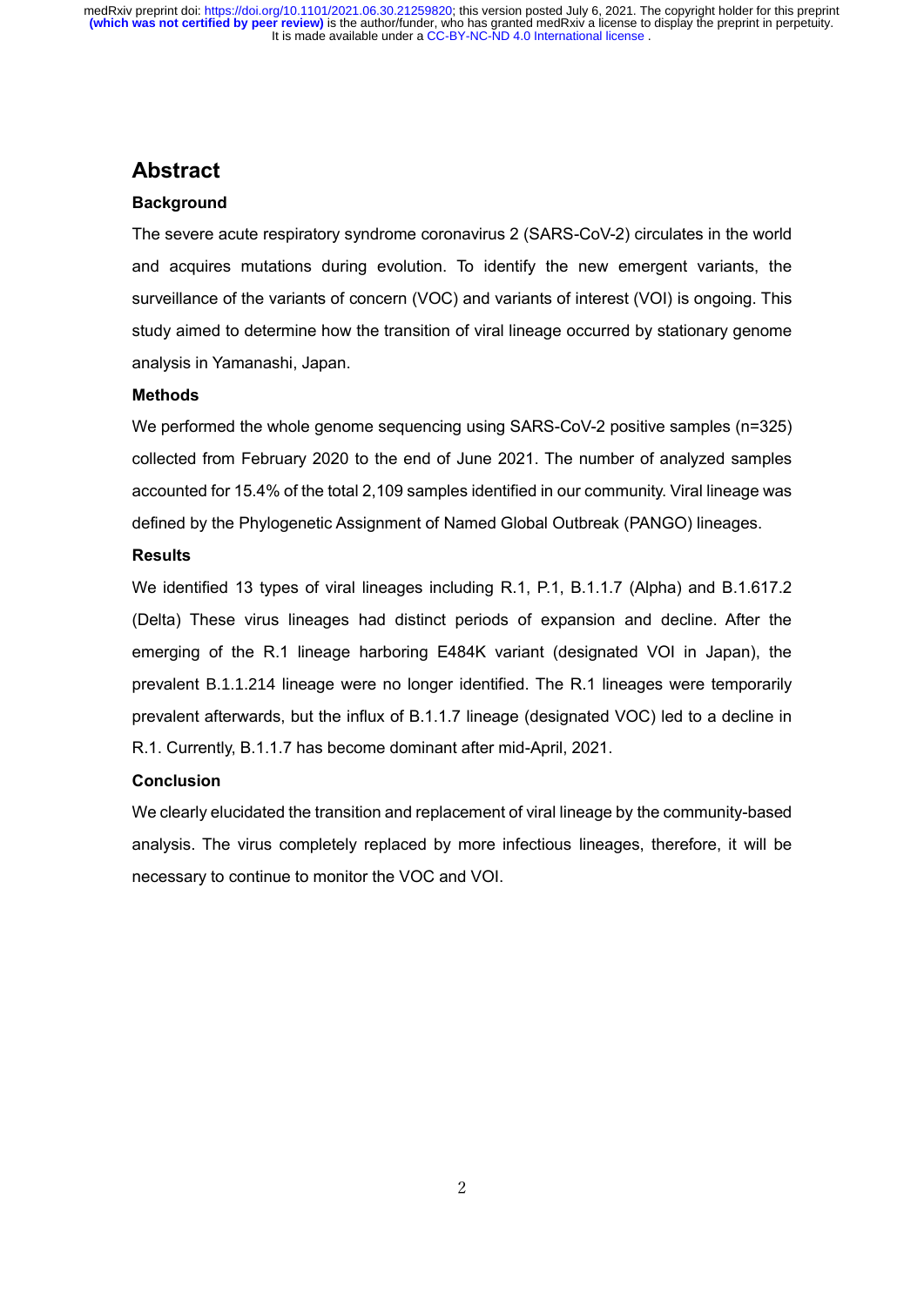## Abstract

### Background

The severe acute respiratory syndrome coronavirus 2 (SARS-CoV-2) circulates in the world and acquires mutations during evolution. To identify the new emergent variants, the surveillance of the variants of concern (VOC) and variants of interest (VOI) is ongoing. This study aimed to determine how the transition of viral lineage occurred by stationary genome analysis in Yamanashi, Japan.

### Methods

We performed the whole genome sequencing using SARS-CoV-2 positive samples (n=325) collected from February 2020 to the end of June 2021. The number of analyzed samples accounted for 15.4% of the total 2,109 samples identified in our community. Viral lineage was defined by the Phylogenetic Assignment of Named Global Outbreak (PANGO) lineages.

### Results

We identified 13 types of viral lineages including R.1, P.1, B.1.1.7 (Alpha) and B.1.617.2 (Delta) These virus lineages had distinct periods of expansion and decline. After the emerging of the R.1 lineage harboring E484K variant (designated VOI in Japan), the prevalent B.1.1.214 lineage were no longer identified. The R.1 lineages were temporarily prevalent afterwards, but the influx of B.1.1.7 lineage (designated VOC) led to a decline in R.1. Currently, B.1.1.7 has become dominant after mid-April, 2021.

### Conclusion

We clearly elucidated the transition and replacement of viral lineage by the community-based analysis. The virus completely replaced by more infectious lineages, therefore, it will be necessary to continue to monitor the VOC and VOI.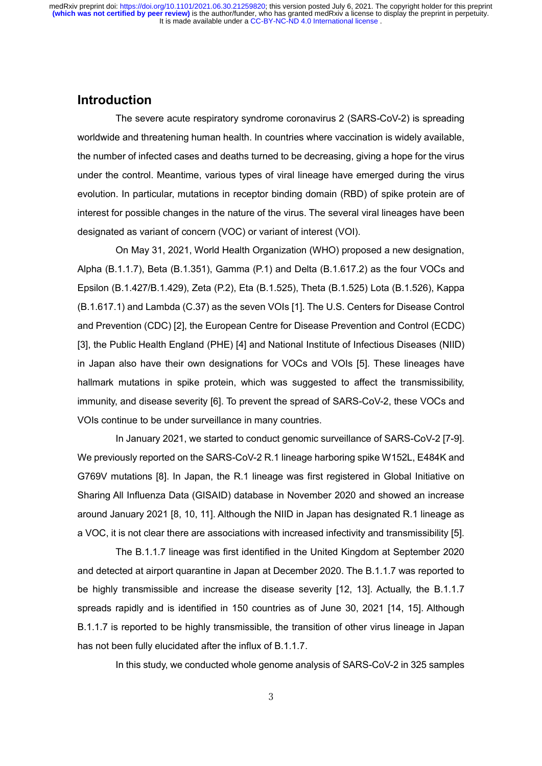## Introduction

The severe acute respiratory syndrome coronavirus 2 (SARS-CoV-2) is spreading worldwide and threatening human health. In countries where vaccination is widely available, the number of infected cases and deaths turned to be decreasing, giving a hope for the virus under the control. Meantime, various types of viral lineage have emerged during the virus evolution. In particular, mutations in receptor binding domain (RBD) of spike protein are of interest for possible changes in the nature of the virus. The several viral lineages have been designated as variant of concern (VOC) or variant of interest (VOI).

On May 31, 2021, World Health Organization (WHO) proposed a new designation, Alpha (B.1.1.7), Beta (B.1.351), Gamma (P.1) and Delta (B.1.617.2) as the four VOCs and Epsilon (B.1.427/B.1.429), Zeta (P.2), Eta (B.1.525), Theta (B.1.525) Lota (B.1.526), Kappa (B.1.617.1) and Lambda (C.37) as the seven VOIs [1]. The U.S. Centers for Disease Control and Prevention (CDC) [2], the European Centre for Disease Prevention and Control (ECDC) [3], the Public Health England (PHE) [4] and National Institute of Infectious Diseases (NIID) in Japan also have their own designations for VOCs and VOIs [5]. These lineages have hallmark mutations in spike protein, which was suggested to affect the transmissibility, immunity, and disease severity [6]. To prevent the spread of SARS-CoV-2, these VOCs and VOIs continue to be under surveillance in many countries.

In January 2021, we started to conduct genomic surveillance of SARS-CoV-2 [7-9]. We previously reported on the SARS-CoV-2 R.1 lineage harboring spike W152L, E484K and G769V mutations [8]. In Japan, the R.1 lineage was first registered in Global Initiative on Sharing All Influenza Data (GISAID) database in November 2020 and showed an increase around January 2021 [8, 10, 11]. Although the NIID in Japan has designated R.1 lineage as a VOC, it is not clear there are associations with increased infectivity and transmissibility [5].

The B.1.1.7 lineage was first identified in the United Kingdom at September 2020 and detected at airport quarantine in Japan at December 2020. The B.1.1.7 was reported to be highly transmissible and increase the disease severity [12, 13]. Actually, the B.1.1.7 spreads rapidly and is identified in 150 countries as of June 30, 2021 [14, 15]. Although B.1.1.7 is reported to be highly transmissible, the transition of other virus lineage in Japan has not been fully elucidated after the influx of B.1.1.7.

In this study, we conducted whole genome analysis of SARS-CoV-2 in 325 samples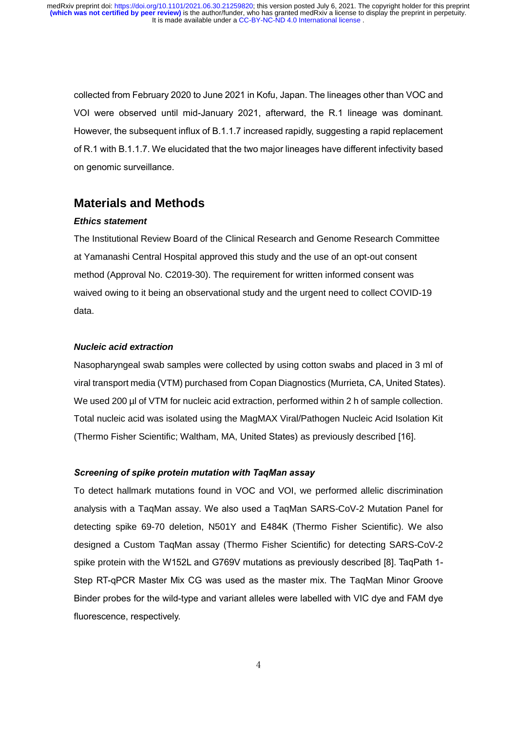collected from February 2020 to June 2021 in Kofu, Japan. The lineages other than VOC and VOI were observed until mid-January 2021, afterward, the R.1 lineage was dominant. However, the subsequent influx of B.1.1.7 increased rapidly, suggesting a rapid replacement of R.1 with B.1.1.7. We elucidated that the two major lineages have different infectivity based on genomic surveillance.

## Materials and Methods

### *Ethics statement*

The Institutional Review Board of the Clinical Research and Genome Research Committee at Yamanashi Central Hospital approved this study and the use of an opt-out consent method (Approval No. C2019-30). The requirement for written informed consent was waived owing to it being an observational study and the urgent need to collect COVID-19 data.

### *Nucleic acid extraction*

Nasopharyngeal swab samples were collected by using cotton swabs and placed in 3 ml of viral transport media (VTM) purchased from Copan Diagnostics (Murrieta, CA, United States). We used 200 µl of VTM for nucleic acid extraction, performed within 2 h of sample collection. Total nucleic acid was isolated using the MagMAX Viral/Pathogen Nucleic Acid Isolation Kit (Thermo Fisher Scientific; Waltham, MA, United States) as previously described [16].

### *Screening of spike protein mutation with TaqMan assay*

To detect hallmark mutations found in VOC and VOI, we performed allelic discrimination analysis with a TaqMan assay. We also used a TaqMan SARS-CoV-2 Mutation Panel for detecting spike 69-70 deletion, N501Y and E484K (Thermo Fisher Scientific). We also designed a Custom TaqMan assay (Thermo Fisher Scientific) for detecting SARS-CoV-2 spike protein with the W152L and G769V mutations as previously described [8]. TaqPath 1-Step RT-qPCR Master Mix CG was used as the master mix. The TaqMan Minor Groove Binder probes for the wild-type and variant alleles were labelled with VIC dye and FAM dye fluorescence, respectively.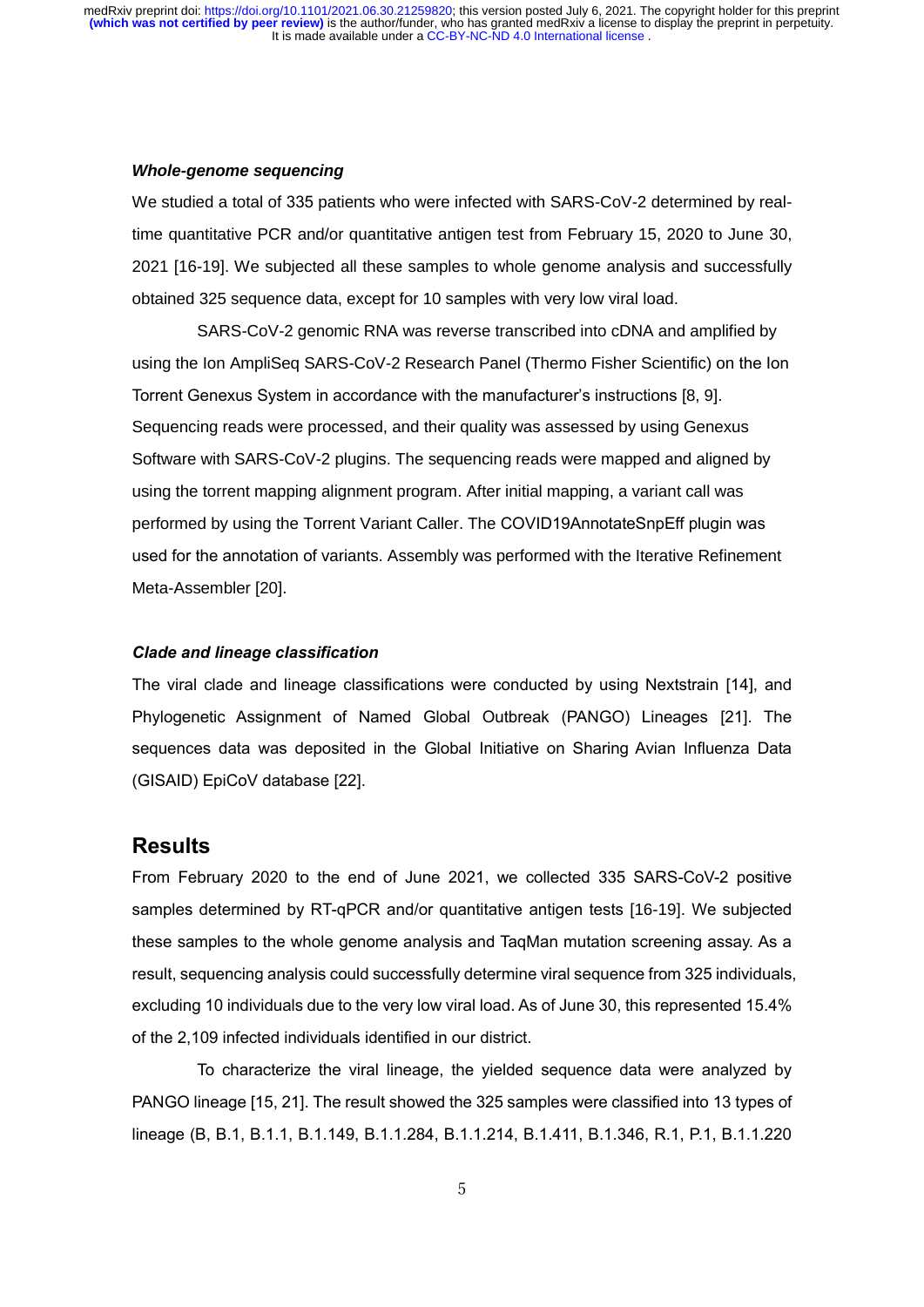### *Whole-genome sequencing*

We studied a total of 335 patients who were infected with SARS-CoV-2 determined by real-time quantitative PCR and/or quantitative antigen test from February 15, 2020 to June 30, 2021 [16-19]. We subjected all these samples to whole genome analysis and successfully obtained 325 sequence data, except for 10 samples with very low viral load.

SARS-CoV-2 genomic RNA was reverse transcribed into cDNA and amplified by using the Ion AmpliSeq SARS-CoV-2 Research Panel (Thermo Fisher Scientific) on the Ion Torrent Genexus System in accordance with the manufacturer's instructions [8, 9]. Sequencing reads were processed, and their quality was assessed by using Genexus Software with SARS-CoV-2 plugins. The sequencing reads were mapped and aligned by using the torrent mapping alignment program. After initial mapping, a variant call was performed by using the Torrent Variant Caller. The COVID19AnnotateSnpEff plugin was used for the annotation of variants. Assembly was performed with the Iterative Refinement Meta-Assembler [20].

### *Clade and lineage classification*

The viral clade and lineage classifications were conducted by using Nextstrain [14], and Phylogenetic Assignment of Named Global Outbreak (PANGO) Lineages [21]. The sequences data was deposited in the Global Initiative on Sharing Avian Influenza Data (GISAID) EpiCoV database [22].

## Results

From February 2020 to the end of June 2021, we collected 335 SARS-CoV-2 positive samples determined by RT-qPCR and/or quantitative antigen tests [16-19]. We subjected these samples to the whole genome analysis and TaqMan mutation screening assay. As a result, sequencing analysis could successfully determine viral sequence from 325 individuals, excluding 10 individuals due to the very low viral load. As of June 30, this represented 15.4% of the 2,109 infected individuals identified in our district.

To characterize the viral lineage, the yielded sequence data were analyzed by PANGO lineage [15, 21]. The result showed the 325 samples were classified into 13 types of lineage (B, B.1, B.1.1, B.1.149, B.1.1.284, B.1.1.214, B.1.411, B.1.346, R.1, P.1, B.1.1.220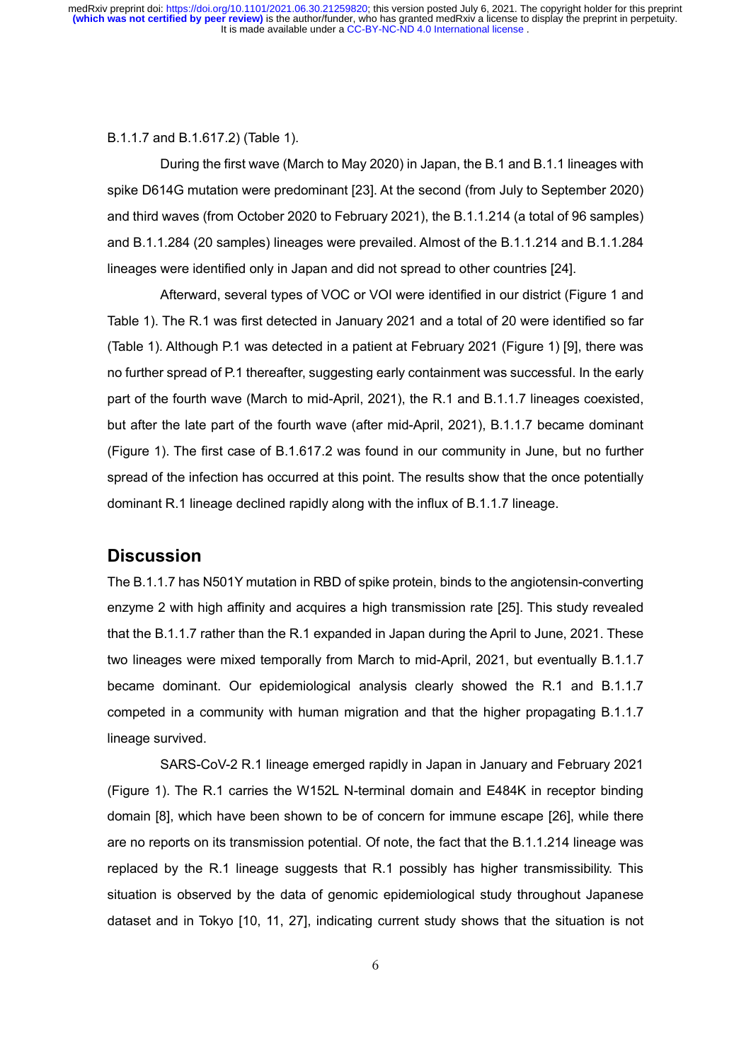B.1.1.7 and B.1.617.2) (Table 1).

During the first wave (March to May 2020) in Japan, the B.1 and B.1.1 lineages with spike D614G mutation were predominant [23]. At the second (from July to September 2020) and third waves (from October 2020 to February 2021), the B.1.1.214 (a total of 96 samples) and B.1.1.284 (20 samples) lineages were prevailed. Almost of the B.1.1.214 and B.1.1.284 lineages were identified only in Japan and did not spread to other countries [24].

Afterward, several types of VOC or VOI were identified in our district (Figure 1 and Table 1). The R.1 was first detected in January 2021 and a total of 20 were identified so far (Table 1). Although P.1 was detected in a patient at February 2021 (Figure 1) [9], there was no further spread of P.1 thereafter, suggesting early containment was successful. In the early part of the fourth wave (March to mid-April, 2021), the R.1 and B.1.1.7 lineages coexisted, but after the late part of the fourth wave (after mid-April, 2021), B.1.1.7 became dominant (Figure 1). The first case of B.1.617.2 was found in our community in June, but no further spread of the infection has occurred at this point. The results show that the once potentially dominant R.1 lineage declined rapidly along with the influx of B.1.1.7 lineage.

## Discussion

The B.1.1.7 has N501Y mutation in RBD of spike protein, binds to the angiotensin-converting enzyme 2 with high affinity and acquires a high transmission rate [25]. This study revealed that the B.1.1.7 rather than the R.1 expanded in Japan during the April to June, 2021. These two lineages were mixed temporally from March to mid-April, 2021, but eventually B.1.1.7 became dominant. Our epidemiological analysis clearly showed the R.1 and B.1.1.7 competed in a community with human migration and that the higher propagating B.1.1.7 lineage survived.

SARS-CoV-2 R.1 lineage emerged rapidly in Japan in January and February 2021 (Figure 1). The R.1 carries the W152L N-terminal domain and E484K in receptor binding domain [8], which have been shown to be of concern for immune escape [26], while there are no reports on its transmission potential. Of note, the fact that the B.1.1.214 lineage was replaced by the R.1 lineage suggests that R.1 possibly has higher transmissibility. This situation is observed by the data of genomic epidemiological study throughout Japanese dataset and in Tokyo [10, 11, 27], indicating current study shows that the situation is not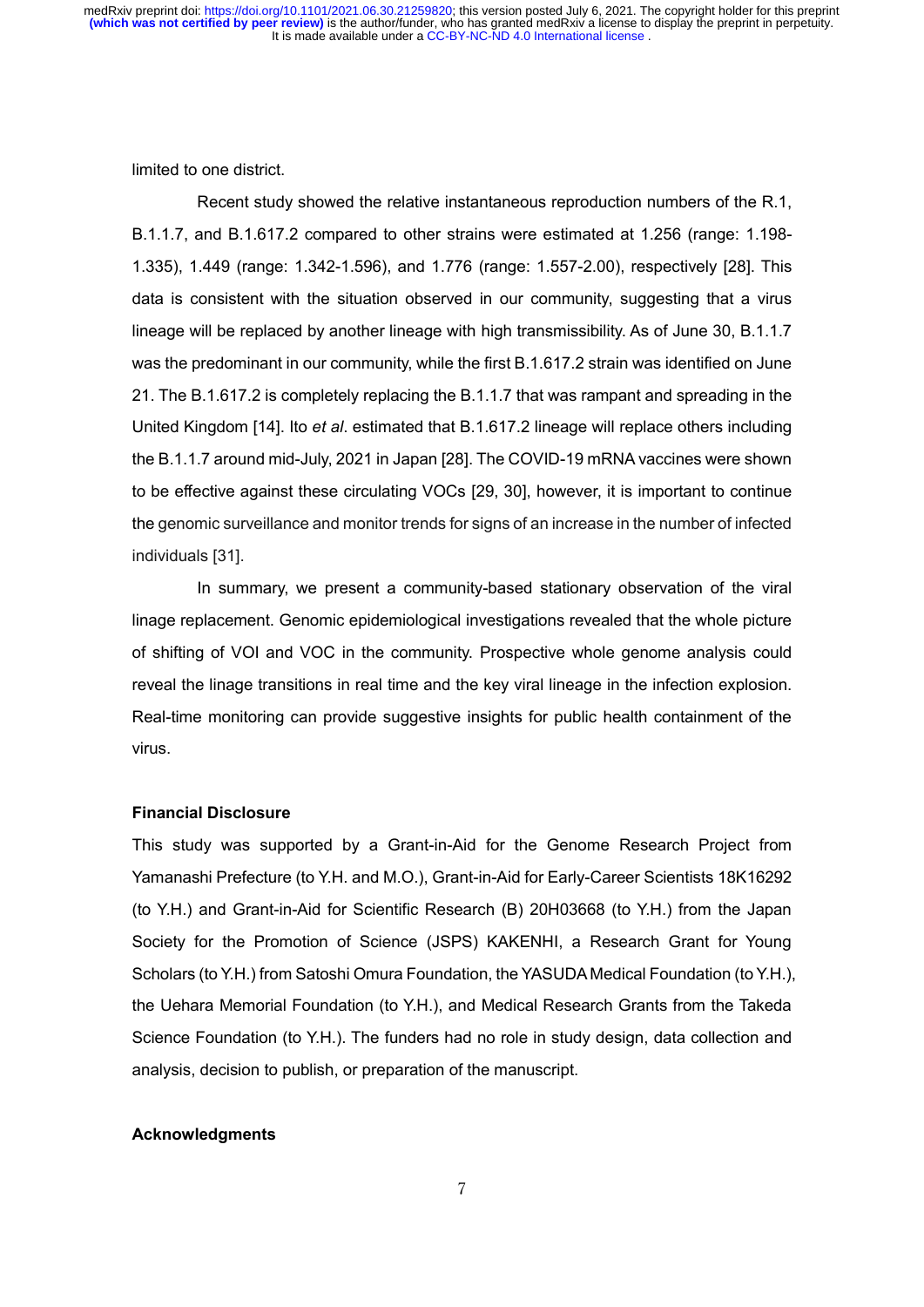limited to one district.

Recent study showed the relative instantaneous reproduction numbers of the R.1, B.1.1.7, and B.1.617.2 compared to other strains were estimated at 1.256 (range: 1.198-1.335), 1.449 (range: 1.342-1.596), and 1.776 (range: 1.557-2.00), respectively [28]. This data is consistent with the situation observed in our community, suggesting that a virus lineage will be replaced by another lineage with high transmissibility. As of June 30, B.1.1.7 was the predominant in our community, while the first B.1.617.2 strain was identified on June 21. The B.1.617.2 is completely replacing the B.1.1.7 that was rampant and spreading in the United Kingdom [14]. Ito *et al*. estimated that B.1.617.2 lineage will replace others including the B.1.1.7 around mid-July, 2021 in Japan [28]. The COVID-19 mRNA vaccines were shown to be effective against these circulating VOCs [29, 30], however, it is important to continue the genomic surveillance and monitor trends for signs of an increase in the number of infected individuals [31].

In summary, we present a community-based stationary observation of the viral linage replacement. Genomic epidemiological investigations revealed that the whole picture of shifting of VOI and VOC in the community. Prospective whole genome analysis could reveal the linage transitions in real time and the key viral lineage in the infection explosion. Real-time monitoring can provide suggestive insights for public health containment of the virus.

**Financial Disclosure**

This study was supported by a Grant-in-Aid for the Genome Research Project from Yamanashi Prefecture (to Y.H. and M.O.), Grant-in-Aid for Early-Career Scientists 18K16292 (to Y.H.) and Grant-in-Aid for Scientific Research (B) 20H03668 (to Y.H.) from the Japan Society for the Promotion of Science (JSPS) KAKENHI, a Research Grant for Young Scholars (to Y.H.) from Satoshi Omura Foundation, the YASUDA Medical Foundation (to Y.H.), the Uehara Memorial Foundation (to Y.H.), and Medical Research Grants from the Takeda Science Foundation (to Y.H.). The funders had no role in study design, data collection and analysis, decision to publish, or preparation of the manuscript.

**Acknowledgments**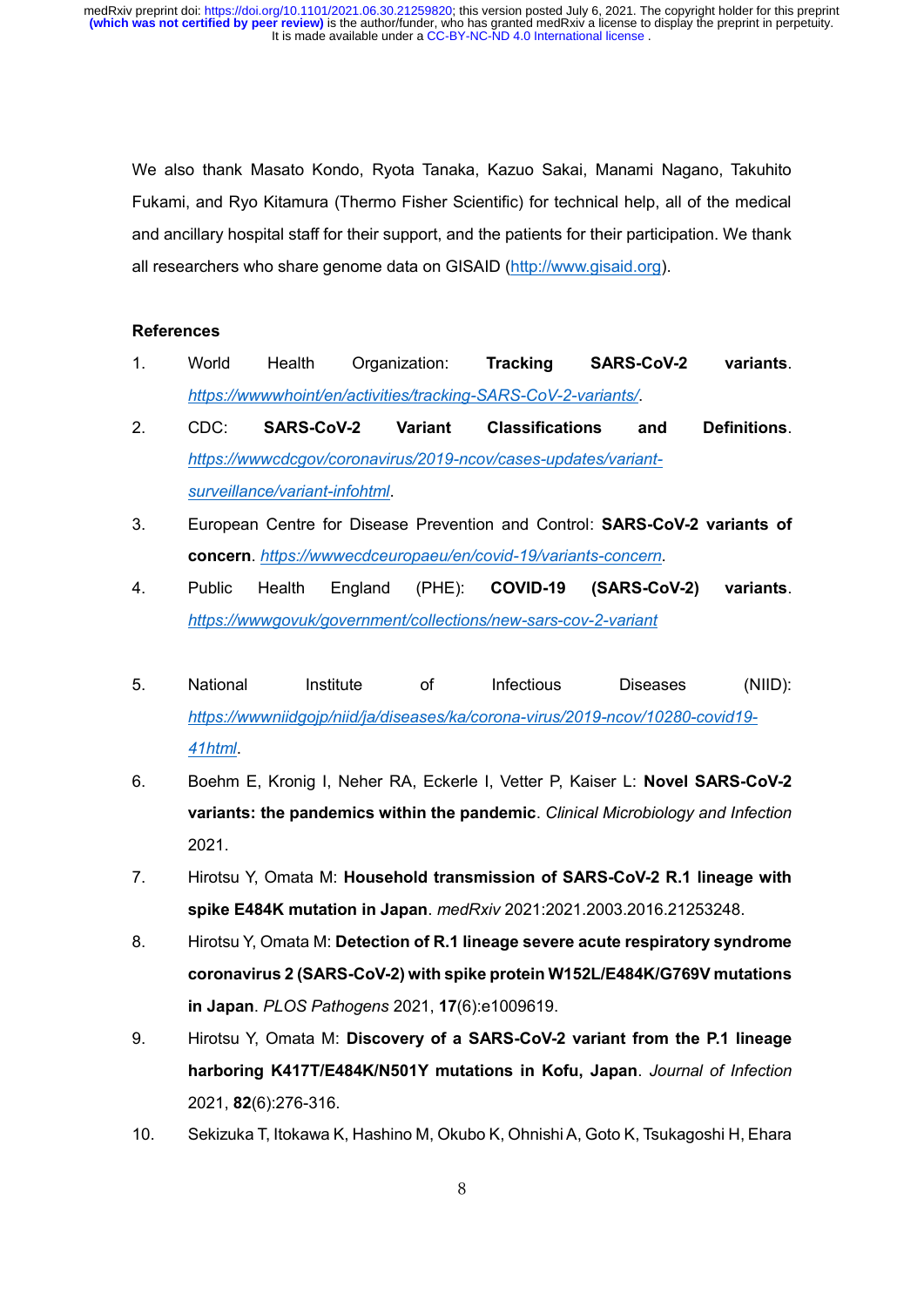We also thank Masato Kondo, Ryota Tanaka, Kazuo Sakai, Manami Nagano, Takuhito Fukami, and Ryo Kitamura (Thermo Fisher Scientific) for technical help, all of the medical and ancillary hospital staff for their support, and the patients for their participation. We thank all researchers who share genome data on GISAID (http://www.gisaid.org).

## References

1. World Health Organization: **Tracking SARS-CoV-2 variants**. *https://wwwwhoint/en/activities/tracking-SARS-CoV-2-variants/*.
2. CDC: **SARS-CoV-2 Variant Classifications and Definitions**. *https://wwwcdcgov/coronavirus/2019-ncov/cases-updates/variant-surveillance/variant-infohtml*.
3. European Centre for Disease Prevention and Control: **SARS-CoV-2 variants of concern**. *https://wwwecdceuropaeu/en/covid-19/variants-concern*.
4. Public Health England (PHE): **COVID-19 (SARS-CoV-2) variants**. *https://wwwgovuk/government/collections/new-sars-cov-2-variant*
5. National Institute of Infectious Diseases (NIID): *https://wwwniidgojp/niid/ja/diseases/ka/corona-virus/2019-ncov/10280-covid19-41html*.
6. Boehm E, Kronig I, Neher RA, Eckerle I, Vetter P, Kaiser L: **Novel SARS-CoV-2 variants: the pandemics within the pandemic**. *Clinical Microbiology and Infection* 2021.
7. Hirotsu Y, Omata M: **Household transmission of SARS-CoV-2 R.1 lineage with spike E484K mutation in Japan**. *medRxiv* 2021:2021.2003.2016.21253248.
8. Hirotsu Y, Omata M: **Detection of R.1 lineage severe acute respiratory syndrome coronavirus 2 (SARS-CoV-2) with spike protein W152L/E484K/G769V mutations in Japan**. *PLOS Pathogens* 2021, **17**(6):e1009619.
9. Hirotsu Y, Omata M: **Discovery of a SARS-CoV-2 variant from the P.1 lineage harboring K417T/E484K/N501Y mutations in Kofu, Japan**. *Journal of Infection* 2021, **82**(6):276-316.
10. Sekizuka T, Itokawa K, Hashino M, Okubo K, Ohnishi A, Goto K, Tsukagoshi H, Ehara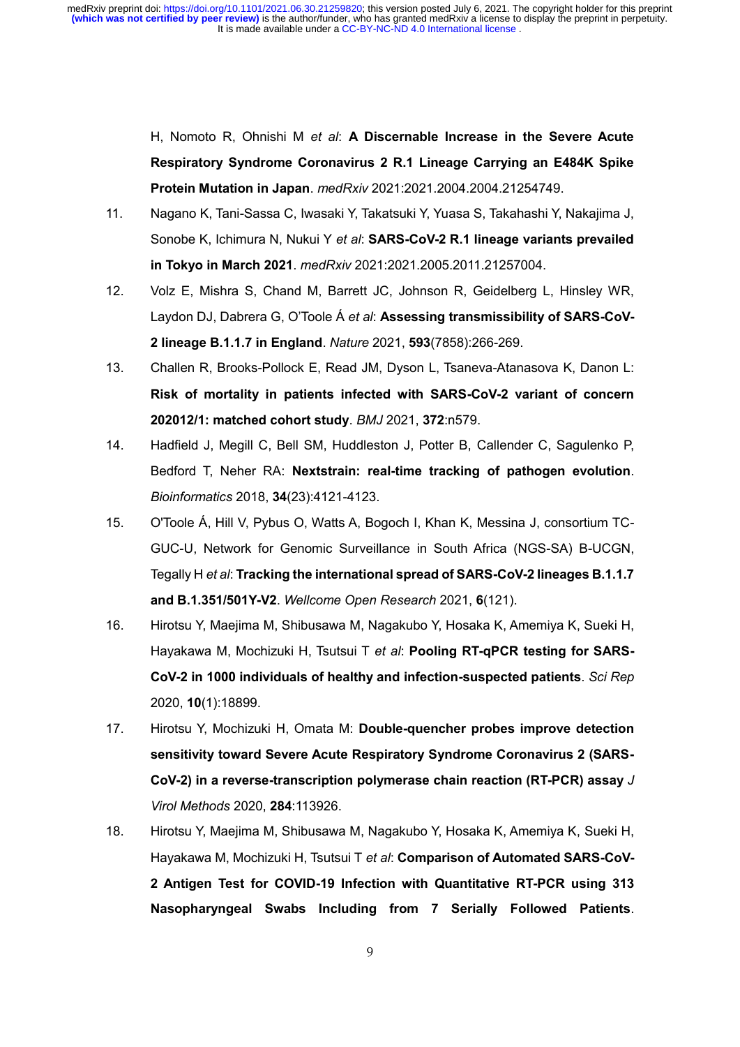H, Nomoto R, Ohnishi M *et al*: **A Discernable Increase in the Severe Acute Respiratory Syndrome Coronavirus 2 R.1 Lineage Carrying an E484K Spike Protein Mutation in Japan**. *medRxiv* 2021:2021.2004.2004.21254749.

11. Nagano K, Tani-Sassa C, Iwasaki Y, Takatsuki Y, Yuasa S, Takahashi Y, Nakajima J, Sonobe K, Ichimura N, Nukui Y *et al*: **SARS-CoV-2 R.1 lineage variants prevailed in Tokyo in March 2021**. *medRxiv* 2021:2021.2005.2011.21257004.

12. Volz E, Mishra S, Chand M, Barrett JC, Johnson R, Geidelberg L, Hinsley WR, Laydon DJ, Dabrera G, O'Toole Á *et al*: **Assessing transmissibility of SARS-CoV-2 lineage B.1.1.7 in England**. *Nature* 2021, **593**(7858):266-269.

13. Challen R, Brooks-Pollock E, Read JM, Dyson L, Tsaneva-Atanasova K, Danon L: **Risk of mortality in patients infected with SARS-CoV-2 variant of concern 202012/1: matched cohort study**. *BMJ* 2021, **372**:n579.

14. Hadfield J, Megill C, Bell SM, Huddleston J, Potter B, Callender C, Sagulenko P, Bedford T, Neher RA: **Nextstrain: real-time tracking of pathogen evolution**. *Bioinformatics* 2018, **34**(23):4121-4123.

15. O'Toole Á, Hill V, Pybus O, Watts A, Bogoch I, Khan K, Messina J, consortium TC-GUC-U, Network for Genomic Surveillance in South Africa (NGS-SA) B-UCGN, Tegally H *et al*: **Tracking the international spread of SARS-CoV-2 lineages B.1.1.7 and B.1.351/501Y-V2**. *Wellcome Open Research* 2021, **6**(121).

16. Hirotsu Y, Maejima M, Shibusawa M, Nagakubo Y, Hosaka K, Amemiya K, Sueki H, Hayakawa M, Mochizuki H, Tsutsui T *et al*: **Pooling RT-qPCR testing for SARS-CoV-2 in 1000 individuals of healthy and infection-suspected patients**. *Sci Rep* 2020, **10**(1):18899.

17. Hirotsu Y, Mochizuki H, Omata M: **Double-quencher probes improve detection sensitivity toward Severe Acute Respiratory Syndrome Coronavirus 2 (SARS-CoV-2) in a reverse-transcription polymerase chain reaction (RT-PCR) assay** *J Virol Methods* 2020, **284**:113926.

18. Hirotsu Y, Maejima M, Shibusawa M, Nagakubo Y, Hosaka K, Amemiya K, Sueki H, Hayakawa M, Mochizuki H, Tsutsui T *et al*: **Comparison of Automated SARS-CoV-2 Antigen Test for COVID-19 Infection with Quantitative RT-PCR using 313 Nasopharyngeal Swabs Including from 7 Serially Followed Patients**.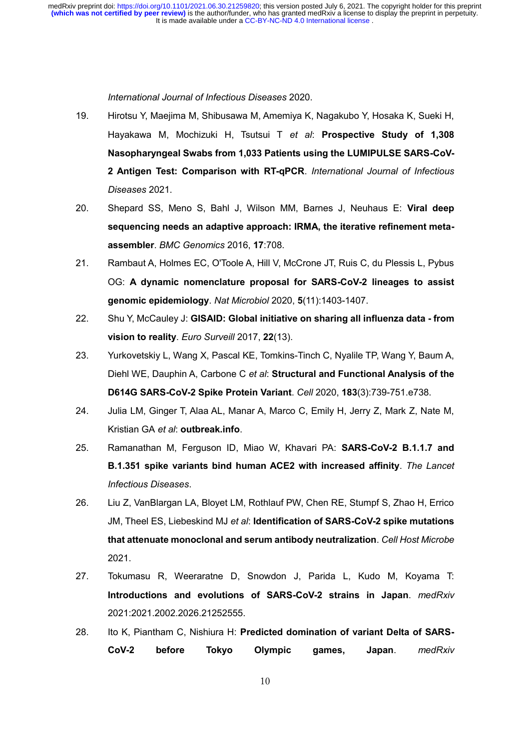*International Journal of Infectious Diseases* 2020.

19. Hirotsu Y, Maejima M, Shibusawa M, Amemiya K, Nagakubo Y, Hosaka K, Sueki H, Hayakawa M, Mochizuki H, Tsutsui T *et al*: **Prospective Study of 1,308 Nasopharyngeal Swabs from 1,033 Patients using the LUMIPULSE SARS-CoV-2 Antigen Test: Comparison with RT-qPCR**. *International Journal of Infectious Diseases* 2021.
20. Shepard SS, Meno S, Bahl J, Wilson MM, Barnes J, Neuhaus E: **Viral deep sequencing needs an adaptive approach: IRMA, the iterative refinement meta-assembler**. *BMC Genomics* 2016, **17**:708.
21. Rambaut A, Holmes EC, O'Toole A, Hill V, McCrone JT, Ruis C, du Plessis L, Pybus OG: **A dynamic nomenclature proposal for SARS-CoV-2 lineages to assist genomic epidemiology**. *Nat Microbiol* 2020, **5**(11):1403-1407.
22. Shu Y, McCauley J: **GISAID: Global initiative on sharing all influenza data - from vision to reality**. *Euro Surveill* 2017, **22**(13).
23. Yurkovetskiy L, Wang X, Pascal KE, Tomkins-Tinch C, Nyalile TP, Wang Y, Baum A, Diehl WE, Dauphin A, Carbone C *et al*: **Structural and Functional Analysis of the D614G SARS-CoV-2 Spike Protein Variant**. *Cell* 2020, **183**(3):739-751.e738.
24. Julia LM, Ginger T, Alaa AL, Manar A, Marco C, Emily H, Jerry Z, Mark Z, Nate M, Kristian GA *et al*: **outbreak.info**.
25. Ramanathan M, Ferguson ID, Miao W, Khavari PA: **SARS-CoV-2 B.1.1.7 and B.1.351 spike variants bind human ACE2 with increased affinity**. *The Lancet Infectious Diseases*.
26. Liu Z, VanBlargan LA, Bloyet LM, Rothlauf PW, Chen RE, Stumpf S, Zhao H, Errico JM, Theel ES, Liebeskind MJ *et al*: **Identification of SARS-CoV-2 spike mutations that attenuate monoclonal and serum antibody neutralization**. *Cell Host Microbe* 2021.
27. Tokumasu R, Weeraratne D, Snowdon J, Parida L, Kudo M, Koyama T: **Introductions and evolutions of SARS-CoV-2 strains in Japan**. *medRxiv* 2021:2021.2002.2026.21252555.
28. Ito K, Piantham C, Nishiura H: **Predicted domination of variant Delta of SARS-CoV-2 before Tokyo Olympic games, Japan**. *medRxiv*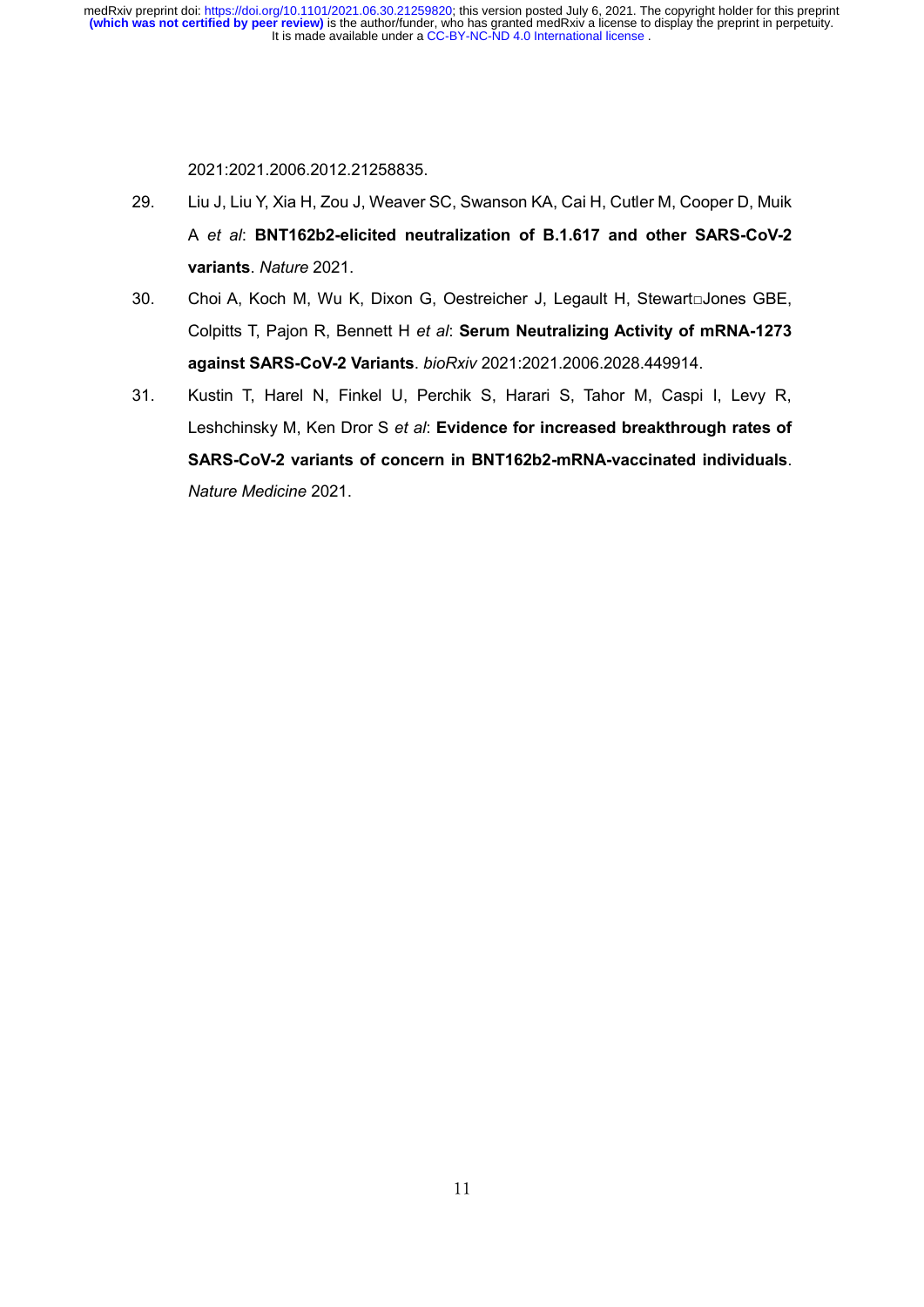2021:2021.2006.2012.21258835.

29. Liu J, Liu Y, Xia H, Zou J, Weaver SC, Swanson KA, Cai H, Cutler M, Cooper D, Muik A *et al*: **BNT162b2-elicited neutralization of B.1.617 and other SARS-CoV-2 variants**. *Nature* 2021.

30. Choi A, Koch M, Wu K, Dixon G, Oestreicher J, Legault H, Stewart□Jones GBE, Colpitts T, Pajon R, Bennett H *et al*: **Serum Neutralizing Activity of mRNA-1273 against SARS-CoV-2 Variants**. *bioRxiv* 2021:2021.2006.2028.449914.

31. Kustin T, Harel N, Finkel U, Perchik S, Harari S, Tahor M, Caspi I, Levy R, Leshchinsky M, Ken Dror S *et al*: **Evidence for increased breakthrough rates of SARS-CoV-2 variants of concern in BNT162b2-mRNA-vaccinated individuals**. *Nature Medicine* 2021.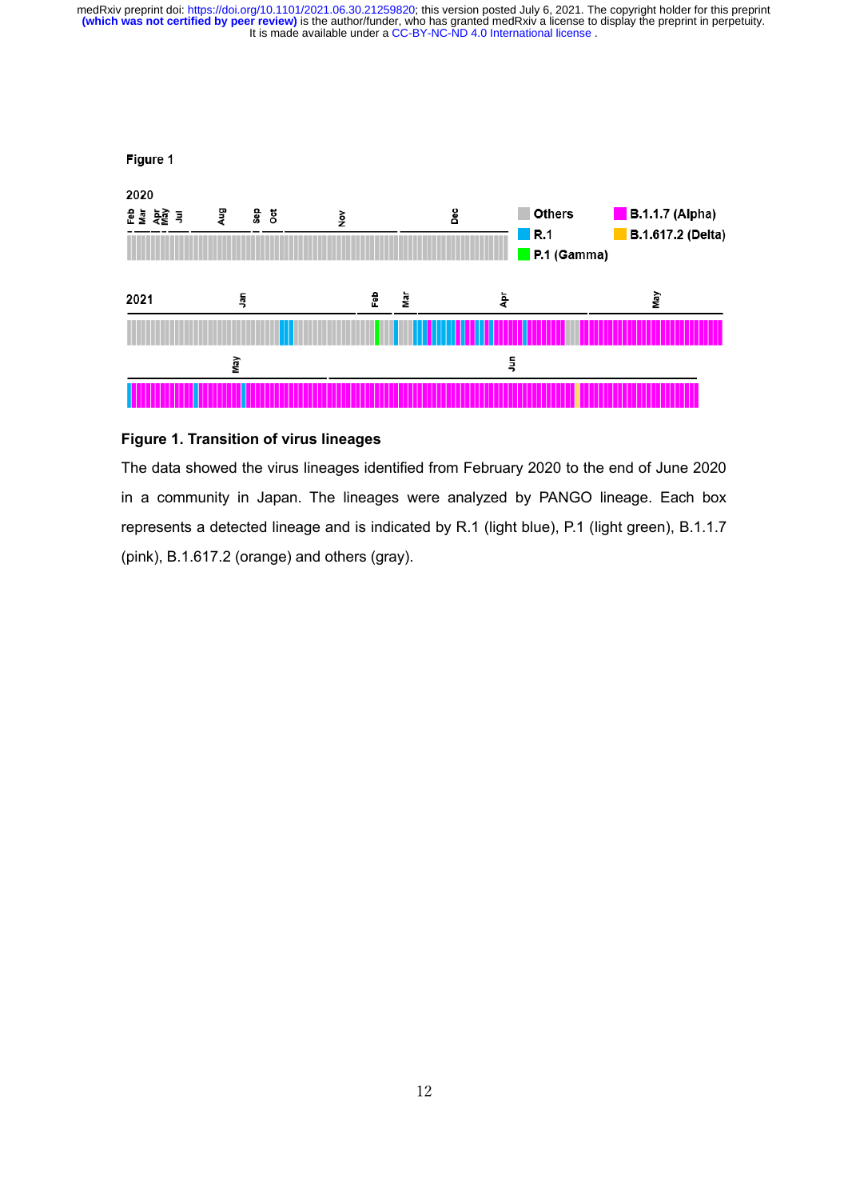Figure 1

**Figure 1. Transition of virus lineages**

The data showed the virus lineages identified from February 2020 to the end of June 2020 in a community in Japan. The lineages were analyzed by PANGO lineage. Each box represents a detected lineage and is indicated by R.1 (light blue), P.1 (light green), B.1.1.7 (pink), B.1.617.2 (orange) and others (gray).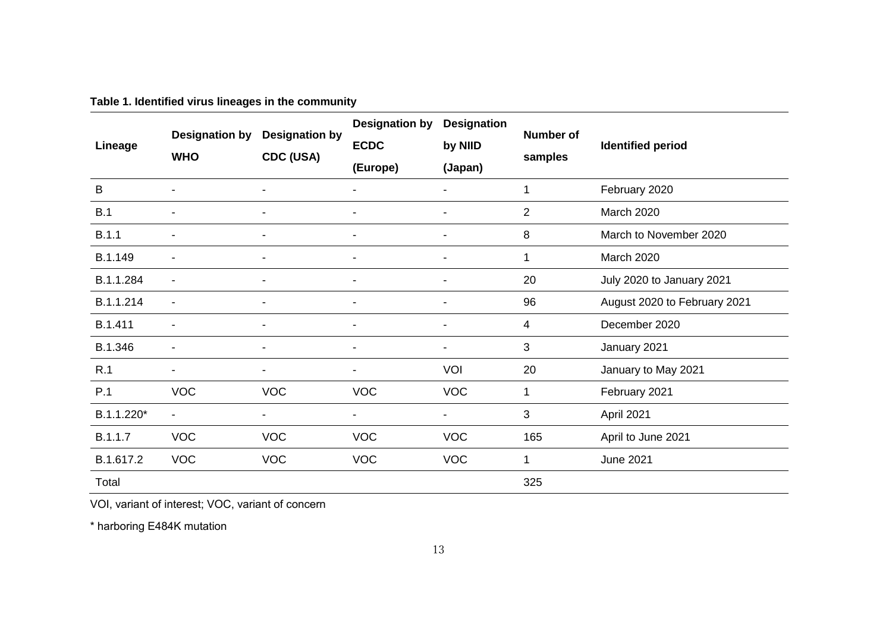**Table 1. Identified virus lineages in the community**

| Lineage | Designation by WHO | Designation by CDC (USA) | Designation by ECDC (Europe) | Designation by NIID (Japan) | Number of samples | Identified period |
|---|---|---|---|---|---|---|
| B | - | - | - | - | 1 | February 2020 |
| B.1 | - | - | - | - | 2 | March 2020 |
| B.1.1 | - | - | - | - | 8 | March to November 2020 |
| B.1.149 | - | - | - | - | 1 | March 2020 |
| B.1.1.284 | - | - | - | - | 20 | July 2020 to January 2021 |
| B.1.1.214 | - | - | - | - | 96 | August 2020 to February 2021 |
| B.1.411 | - | - | - | - | 4 | December 2020 |
| B.1.346 | - | - | - | - | 3 | January 2021 |
| R.1 | - | - | - | VOI | 20 | January to May 2021 |
| P.1 | VOC | VOC | VOC | VOC | 1 | February 2021 |
| B.1.1.220* | - | - | - | - | 3 | April 2021 |
| B.1.1.7 | VOC | VOC | VOC | VOC | 165 | April to June 2021 |
| B.1.617.2 | VOC | VOC | VOC | VOC | 1 | June 2021 |
| Total | | | | | 325 | |

VOI, variant of interest; VOC, variant of concern

* harboring E484K mutation